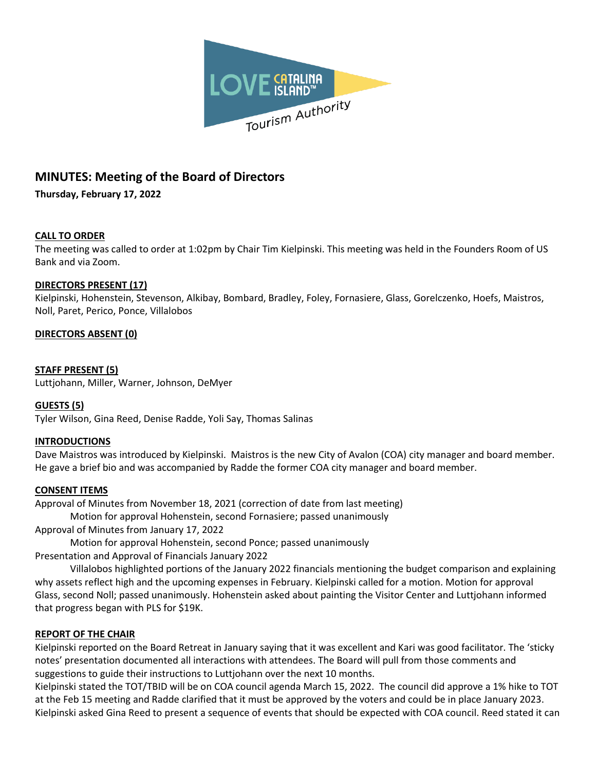# MINUTES: Meeting of the Board of Directors

**Thursday, February 17, 2022**

## CALL TO ORDER

The meeting was called to order at 1:02pm by Chair Tim Kielpinski. This meeting was held in the Founders Room of US Bank and via Zoom.

## DIRECTORS PRESENT (17)

Kielpinski, Hohenstein, Stevenson, Alkibay, Bombard, Bradley, Foley, Fornasiere, Glass, Gorelczenko, Hoefs, Maistros, Noll, Paret, Perico, Ponce, Villalobos

## DIRECTORS ABSENT (0)

## STAFF PRESENT (5)

Luttjohann, Miller, Warner, Johnson, DeMyer

## GUESTS (5)

Tyler Wilson, Gina Reed, Denise Radde, Yoli Say, Thomas Salinas

## INTRODUCTIONS

Dave Maistros was introduced by Kielpinski. Maistros is the new City of Avalon (COA) city manager and board member. He gave a brief bio and was accompanied by Radde the former COA city manager and board member.

## CONSENT ITEMS

Approval of Minutes from November 18, 2021 (correction of date from last meeting)

Motion for approval Hohenstein, second Fornasiere; passed unanimously

Approval of Minutes from January 17, 2022

Motion for approval Hohenstein, second Ponce; passed unanimously

Presentation and Approval of Financials January 2022

Villalobos highlighted portions of the January 2022 financials mentioning the budget comparison and explaining why assets reflect high and the upcoming expenses in February. Kielpinski called for a motion. Motion for approval Glass, second Noll; passed unanimously. Hohenstein asked about painting the Visitor Center and Luttjohann informed that progress began with PLS for $19K.

## REPORT OF THE CHAIR

Kielpinski reported on the Board Retreat in January saying that it was excellent and Kari was good facilitator. The 'sticky notes' presentation documented all interactions with attendees. The Board will pull from those comments and suggestions to guide their instructions to Luttjohann over the next 10 months.

Kielpinski stated the TOT/TBID will be on COA council agenda March 15, 2022. The council did approve a 1% hike to TOT at the Feb 15 meeting and Radde clarified that it must be approved by the voters and could be in place January 2023. Kielpinski asked Gina Reed to present a sequence of events that should be expected with COA council. Reed stated it can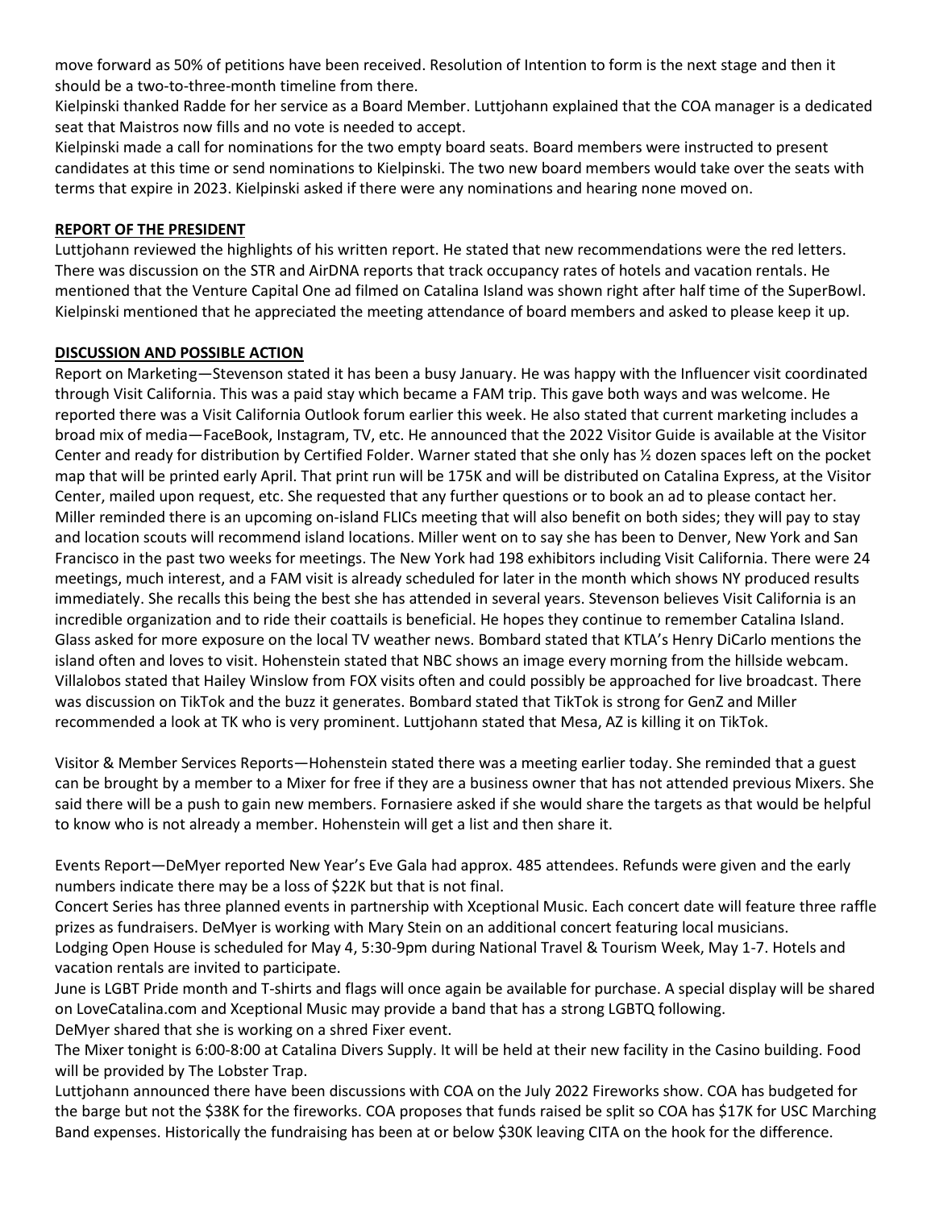move forward as 50% of petitions have been received. Resolution of Intention to form is the next stage and then it should be a two-to-three-month timeline from there.

Kielpinski thanked Radde for her service as a Board Member. Luttjohann explained that the COA manager is a dedicated seat that Maistros now fills and no vote is needed to accept.

Kielpinski made a call for nominations for the two empty board seats. Board members were instructed to present candidates at this time or send nominations to Kielpinski. The two new board members would take over the seats with terms that expire in 2023. Kielpinski asked if there were any nominations and hearing none moved on.

**REPORT OF THE PRESIDENT**

Luttjohann reviewed the highlights of his written report. He stated that new recommendations were the red letters. There was discussion on the STR and AirDNA reports that track occupancy rates of hotels and vacation rentals. He mentioned that the Venture Capital One ad filmed on Catalina Island was shown right after half time of the SuperBowl. Kielpinski mentioned that he appreciated the meeting attendance of board members and asked to please keep it up.

**DISCUSSION AND POSSIBLE ACTION**

Report on Marketing—Stevenson stated it has been a busy January. He was happy with the Influencer visit coordinated through Visit California. This was a paid stay which became a FAM trip. This gave both ways and was welcome. He reported there was a Visit California Outlook forum earlier this week. He also stated that current marketing includes a broad mix of media—FaceBook, Instagram, TV, etc. He announced that the 2022 Visitor Guide is available at the Visitor Center and ready for distribution by Certified Folder. Warner stated that she only has ½ dozen spaces left on the pocket map that will be printed early April. That print run will be 175K and will be distributed on Catalina Express, at the Visitor Center, mailed upon request, etc. She requested that any further questions or to book an ad to please contact her. Miller reminded there is an upcoming on-island FLICs meeting that will also benefit on both sides; they will pay to stay and location scouts will recommend island locations. Miller went on to say she has been to Denver, New York and San Francisco in the past two weeks for meetings. The New York had 198 exhibitors including Visit California. There were 24 meetings, much interest, and a FAM visit is already scheduled for later in the month which shows NY produced results immediately. She recalls this being the best she has attended in several years. Stevenson believes Visit California is an incredible organization and to ride their coattails is beneficial. He hopes they continue to remember Catalina Island. Glass asked for more exposure on the local TV weather news. Bombard stated that KTLA's Henry DiCarlo mentions the island often and loves to visit. Hohenstein stated that NBC shows an image every morning from the hillside webcam. Villalobos stated that Hailey Winslow from FOX visits often and could possibly be approached for live broadcast. There was discussion on TikTok and the buzz it generates. Bombard stated that TikTok is strong for GenZ and Miller recommended a look at TK who is very prominent. Luttjohann stated that Mesa, AZ is killing it on TikTok.

Visitor & Member Services Reports—Hohenstein stated there was a meeting earlier today. She reminded that a guest can be brought by a member to a Mixer for free if they are a business owner that has not attended previous Mixers. She said there will be a push to gain new members. Fornasiere asked if she would share the targets as that would be helpful to know who is not already a member. Hohenstein will get a list and then share it.

Events Report—DeMyer reported New Year's Eve Gala had approx. 485 attendees. Refunds were given and the early numbers indicate there may be a loss of $22K but that is not final.

Concert Series has three planned events in partnership with Xceptional Music. Each concert date will feature three raffle prizes as fundraisers. DeMyer is working with Mary Stein on an additional concert featuring local musicians.

Lodging Open House is scheduled for May 4, 5:30-9pm during National Travel & Tourism Week, May 1-7. Hotels and vacation rentals are invited to participate.

June is LGBT Pride month and T-shirts and flags will once again be available for purchase. A special display will be shared on LoveCatalina.com and Xceptional Music may provide a band that has a strong LGBTQ following.

DeMyer shared that she is working on a shred Fixer event.

The Mixer tonight is 6:00-8:00 at Catalina Divers Supply. It will be held at their new facility in the Casino building. Food will be provided by The Lobster Trap.

Luttjohann announced there have been discussions with COA on the July 2022 Fireworks show. COA has budgeted for the barge but not the $38K for the fireworks. COA proposes that funds raised be split so COA has $17K for USC Marching Band expenses. Historically the fundraising has been at or below $30K leaving CITA on the hook for the difference.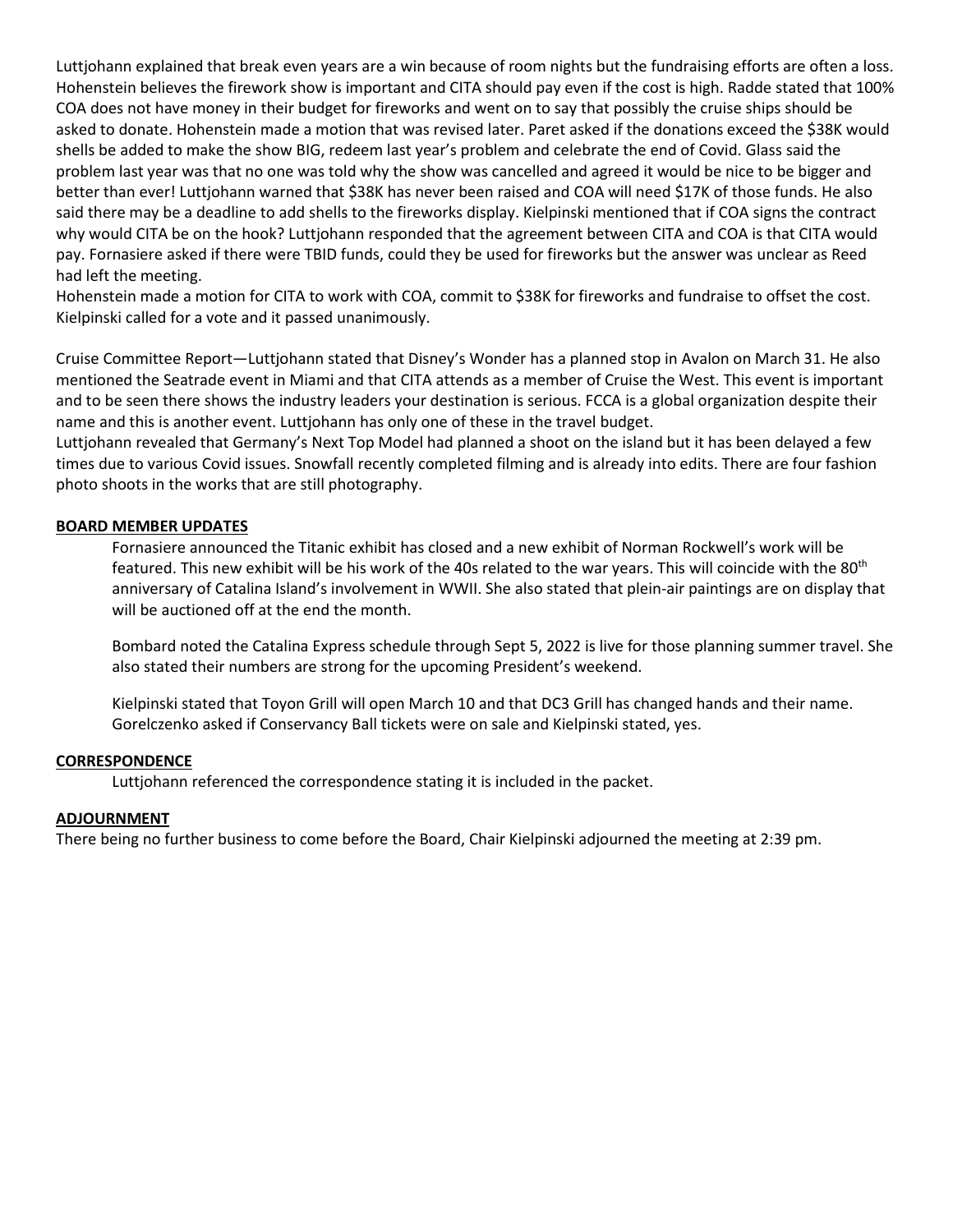Luttjohann explained that break even years are a win because of room nights but the fundraising efforts are often a loss. Hohenstein believes the firework show is important and CITA should pay even if the cost is high. Radde stated that 100% COA does not have money in their budget for fireworks and went on to say that possibly the cruise ships should be asked to donate. Hohenstein made a motion that was revised later. Paret asked if the donations exceed the $38K would shells be added to make the show BIG, redeem last year's problem and celebrate the end of Covid. Glass said the problem last year was that no one was told why the show was cancelled and agreed it would be nice to be bigger and better than ever! Luttjohann warned that $38K has never been raised and COA will need $17K of those funds. He also said there may be a deadline to add shells to the fireworks display. Kielpinski mentioned that if COA signs the contract why would CITA be on the hook? Luttjohann responded that the agreement between CITA and COA is that CITA would pay. Fornasiere asked if there were TBID funds, could they be used for fireworks but the answer was unclear as Reed had left the meeting.

Hohenstein made a motion for CITA to work with COA, commit to $38K for fireworks and fundraise to offset the cost. Kielpinski called for a vote and it passed unanimously.

Cruise Committee Report—Luttjohann stated that Disney's Wonder has a planned stop in Avalon on March 31. He also mentioned the Seatrade event in Miami and that CITA attends as a member of Cruise the West. This event is important and to be seen there shows the industry leaders your destination is serious. FCCA is a global organization despite their name and this is another event. Luttjohann has only one of these in the travel budget.

Luttjohann revealed that Germany's Next Top Model had planned a shoot on the island but it has been delayed a few times due to various Covid issues. Snowfall recently completed filming and is already into edits. There are four fashion photo shoots in the works that are still photography.

**BOARD MEMBER UPDATES**

Fornasiere announced the Titanic exhibit has closed and a new exhibit of Norman Rockwell's work will be featured. This new exhibit will be his work of the 40s related to the war years. This will coincide with the 80th anniversary of Catalina Island's involvement in WWII. She also stated that plein-air paintings are on display that will be auctioned off at the end the month.

Bombard noted the Catalina Express schedule through Sept 5, 2022 is live for those planning summer travel. She also stated their numbers are strong for the upcoming President's weekend.

Kielpinski stated that Toyon Grill will open March 10 and that DC3 Grill has changed hands and their name. Gorelczenko asked if Conservancy Ball tickets were on sale and Kielpinski stated, yes.

**CORRESPONDENCE**

Luttjohann referenced the correspondence stating it is included in the packet.

**ADJOURNMENT**

There being no further business to come before the Board, Chair Kielpinski adjourned the meeting at 2:39 pm.